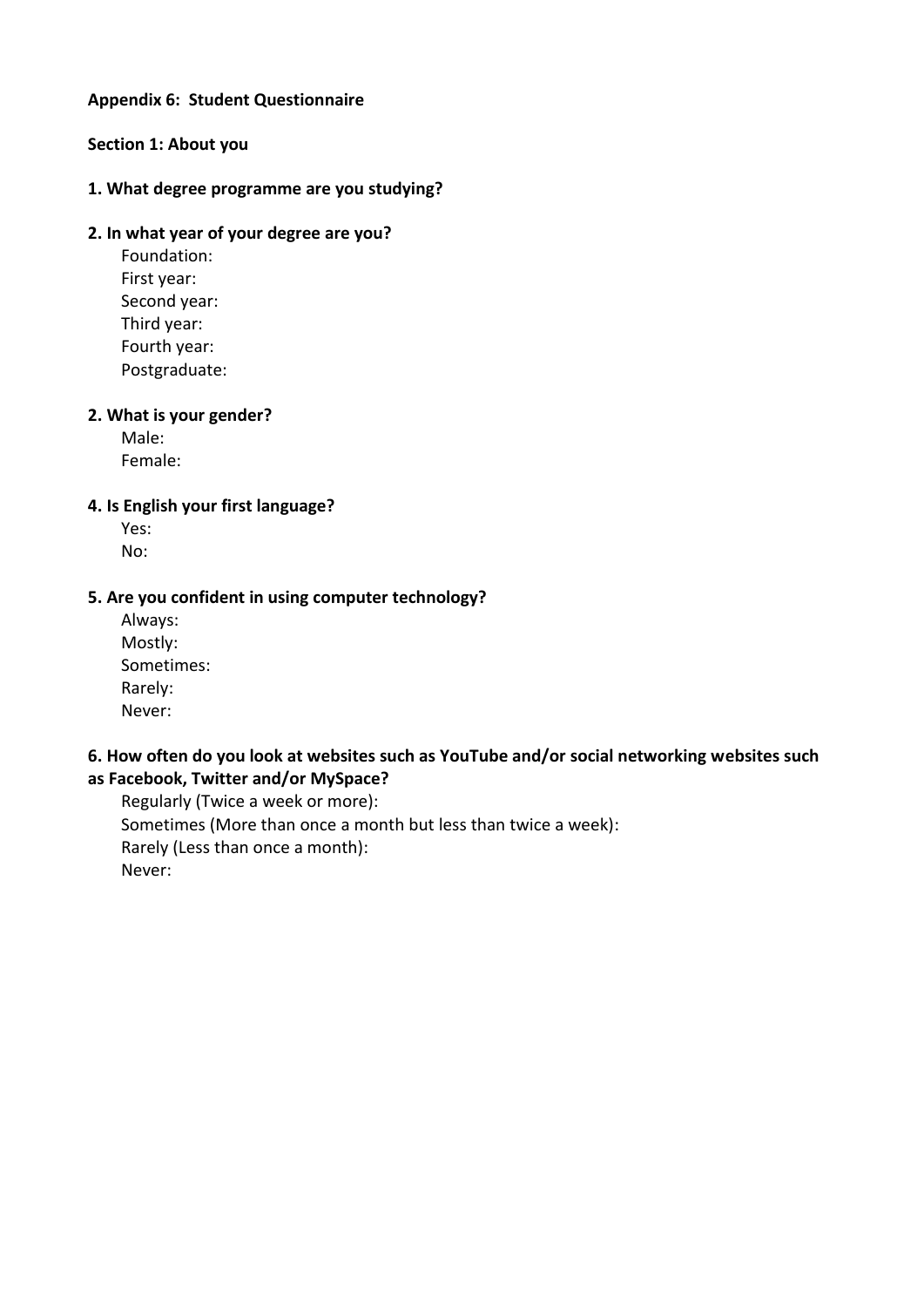**Appendix 6: Student Questionnaire**

**Section 1: About you**

**1. What degree programme are you studying?**

**2. In what year of your degree are you?**

Foundation:
First year:
Second year:
Third year:
Fourth year:
Postgraduate:

**2. What is your gender?**

Male:
Female:

**4. Is English your first language?**

Yes:
No:

**5. Are you confident in using computer technology?**

Always:
Mostly:
Sometimes:
Rarely:
Never:

**6. How often do you look at websites such as YouTube and/or social networking websites such as Facebook, Twitter and/or MySpace?**

Regularly (Twice a week or more):
Sometimes (More than once a month but less than twice a week):
Rarely (Less than once a month):
Never: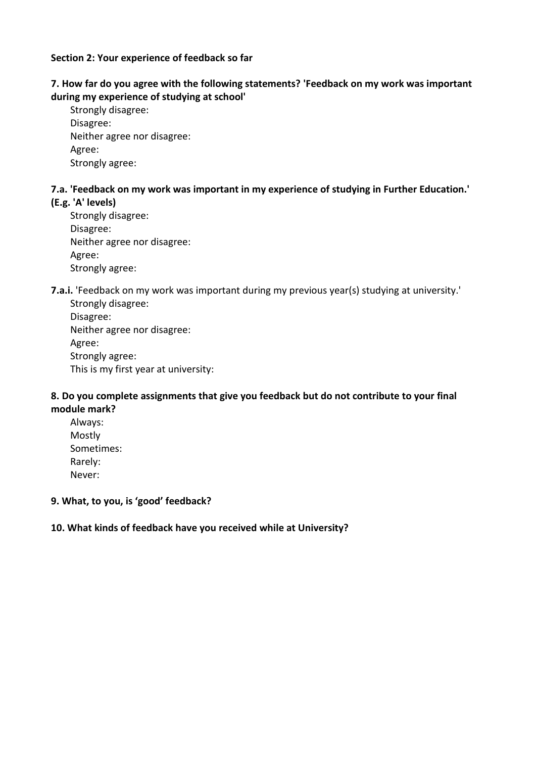**Section 2: Your experience of feedback so far**

**7. How far do you agree with the following statements? 'Feedback on my work was important during my experience of studying at school'**

Strongly disagree:
Disagree:
Neither agree nor disagree:
Agree:
Strongly agree:

**7.a. 'Feedback on my work was important in my experience of studying in Further Education.' (E.g. 'A' levels)**

Strongly disagree:
Disagree:
Neither agree nor disagree:
Agree:
Strongly agree:

**7.a.i.** 'Feedback on my work was important during my previous year(s) studying at university.'

Strongly disagree:
Disagree:
Neither agree nor disagree:
Agree:
Strongly agree:
This is my first year at university:

**8. Do you complete assignments that give you feedback but do not contribute to your final module mark?**

Always:
Mostly
Sometimes:
Rarely:
Never:

**9. What, to you, is 'good' feedback?**

**10. What kinds of feedback have you received while at University?**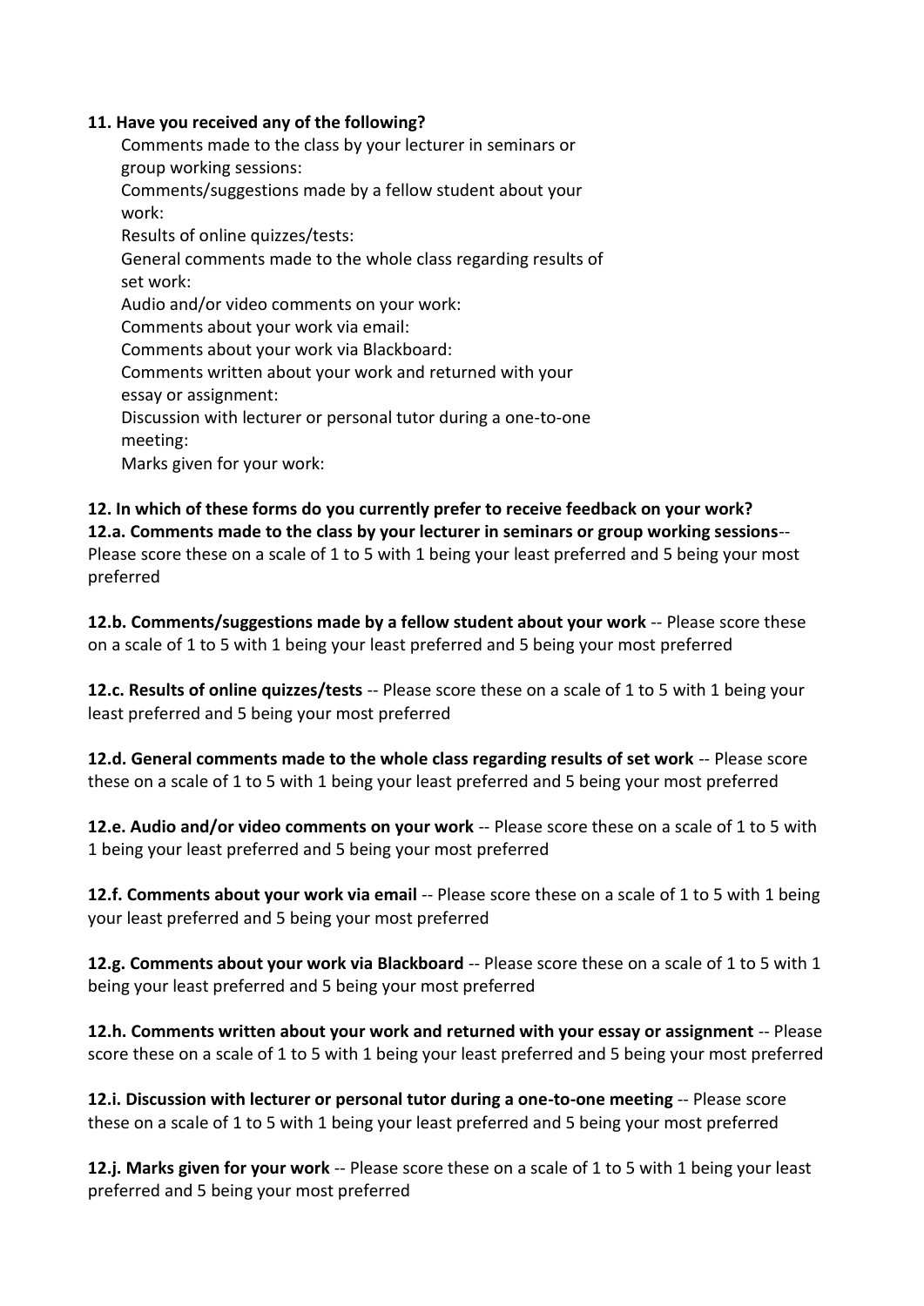**11. Have you received any of the following?**

Comments made to the class by your lecturer in seminars or group working sessions:
Comments/suggestions made by a fellow student about your work:
Results of online quizzes/tests:
General comments made to the whole class regarding results of set work:
Audio and/or video comments on your work:
Comments about your work via email:
Comments about your work via Blackboard:
Comments written about your work and returned with your essay or assignment:
Discussion with lecturer or personal tutor during a one-to-one meeting:
Marks given for your work:

**12. In which of these forms do you currently prefer to receive feedback on your work?**

**12.a. Comments made to the class by your lecturer in seminars or group working sessions**-- Please score these on a scale of 1 to 5 with 1 being your least preferred and 5 being your most preferred

**12.b. Comments/suggestions made by a fellow student about your work** -- Please score these on a scale of 1 to 5 with 1 being your least preferred and 5 being your most preferred

**12.c. Results of online quizzes/tests** -- Please score these on a scale of 1 to 5 with 1 being your least preferred and 5 being your most preferred

**12.d. General comments made to the whole class regarding results of set work** -- Please score these on a scale of 1 to 5 with 1 being your least preferred and 5 being your most preferred

**12.e. Audio and/or video comments on your work** -- Please score these on a scale of 1 to 5 with 1 being your least preferred and 5 being your most preferred

**12.f. Comments about your work via email** -- Please score these on a scale of 1 to 5 with 1 being your least preferred and 5 being your most preferred

**12.g. Comments about your work via Blackboard** -- Please score these on a scale of 1 to 5 with 1 being your least preferred and 5 being your most preferred

**12.h. Comments written about your work and returned with your essay or assignment** -- Please score these on a scale of 1 to 5 with 1 being your least preferred and 5 being your most preferred

**12.i. Discussion with lecturer or personal tutor during a one-to-one meeting** -- Please score these on a scale of 1 to 5 with 1 being your least preferred and 5 being your most preferred

**12.j. Marks given for your work** -- Please score these on a scale of 1 to 5 with 1 being your least preferred and 5 being your most preferred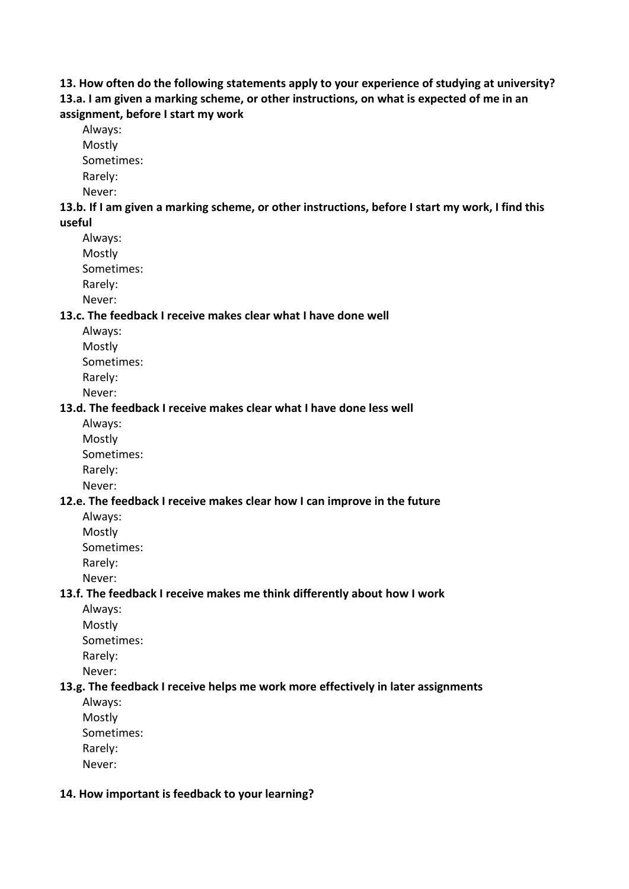**13. How often do the following statements apply to your experience of studying at university?**

**13.a. I am given a marking scheme, or other instructions, on what is expected of me in an assignment, before I start my work**

Always:
Mostly
Sometimes:
Rarely:
Never:

**13.b. If I am given a marking scheme, or other instructions, before I start my work, I find this useful**

Always:
Mostly
Sometimes:
Rarely:
Never:

**13.c. The feedback I receive makes clear what I have done well**

Always:
Mostly
Sometimes:
Rarely:
Never:

**13.d. The feedback I receive makes clear what I have done less well**

Always:
Mostly
Sometimes:
Rarely:
Never:

**12.e. The feedback I receive makes clear how I can improve in the future**

Always:
Mostly
Sometimes:
Rarely:
Never:

**13.f. The feedback I receive makes me think differently about how I work**

Always:
Mostly
Sometimes:
Rarely:
Never:

**13.g. The feedback I receive helps me work more effectively in later assignments**

Always:
Mostly
Sometimes:
Rarely:
Never:

**14. How important is feedback to your learning?**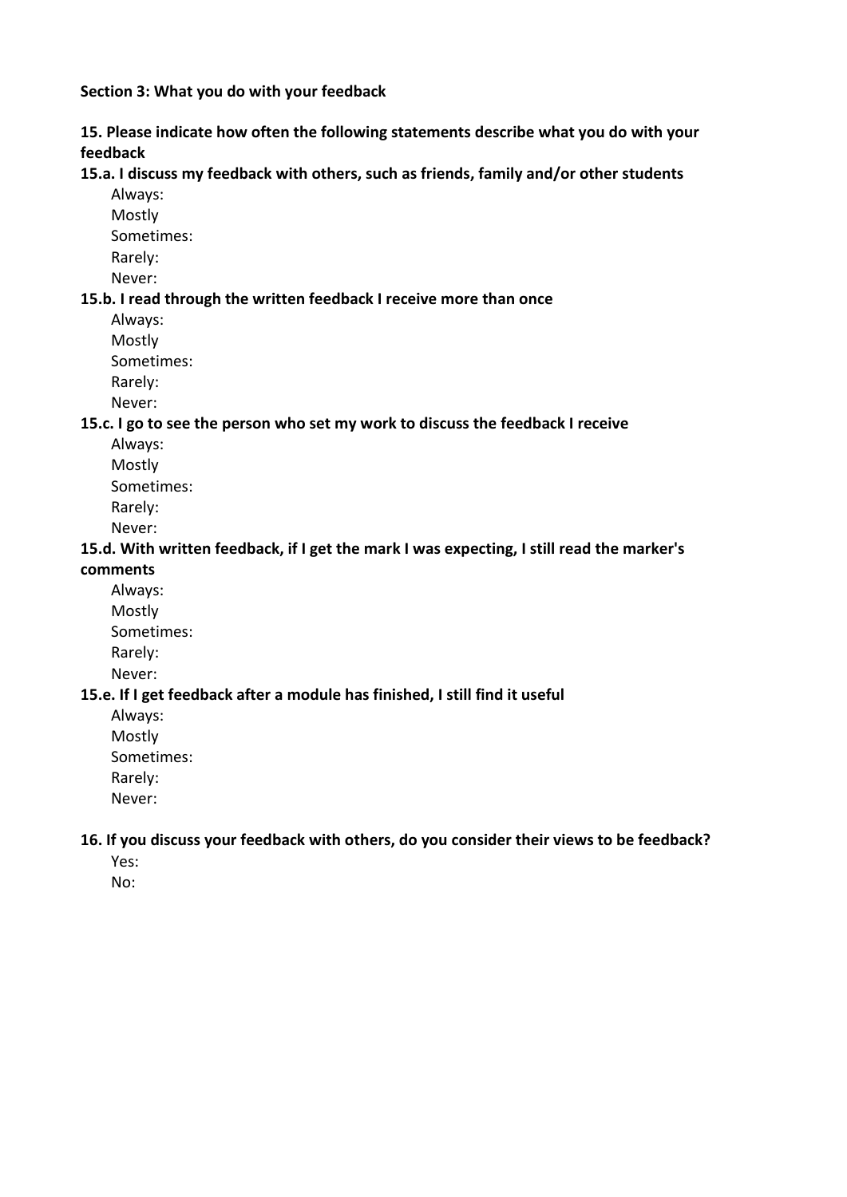**Section 3: What you do with your feedback**

**15. Please indicate how often the following statements describe what you do with your feedback**

**15.a. I discuss my feedback with others, such as friends, family and/or other students**

Always:
Mostly
Sometimes:
Rarely:
Never:

**15.b. I read through the written feedback I receive more than once**

Always:
Mostly
Sometimes:
Rarely:
Never:

**15.c. I go to see the person who set my work to discuss the feedback I receive**

Always:
Mostly
Sometimes:
Rarely:
Never:

**15.d. With written feedback, if I get the mark I was expecting, I still read the marker's comments**

Always:
Mostly
Sometimes:
Rarely:
Never:

**15.e. If I get feedback after a module has finished, I still find it useful**

Always:
Mostly
Sometimes:
Rarely:
Never:

**16. If you discuss your feedback with others, do you consider their views to be feedback?**

Yes:
No: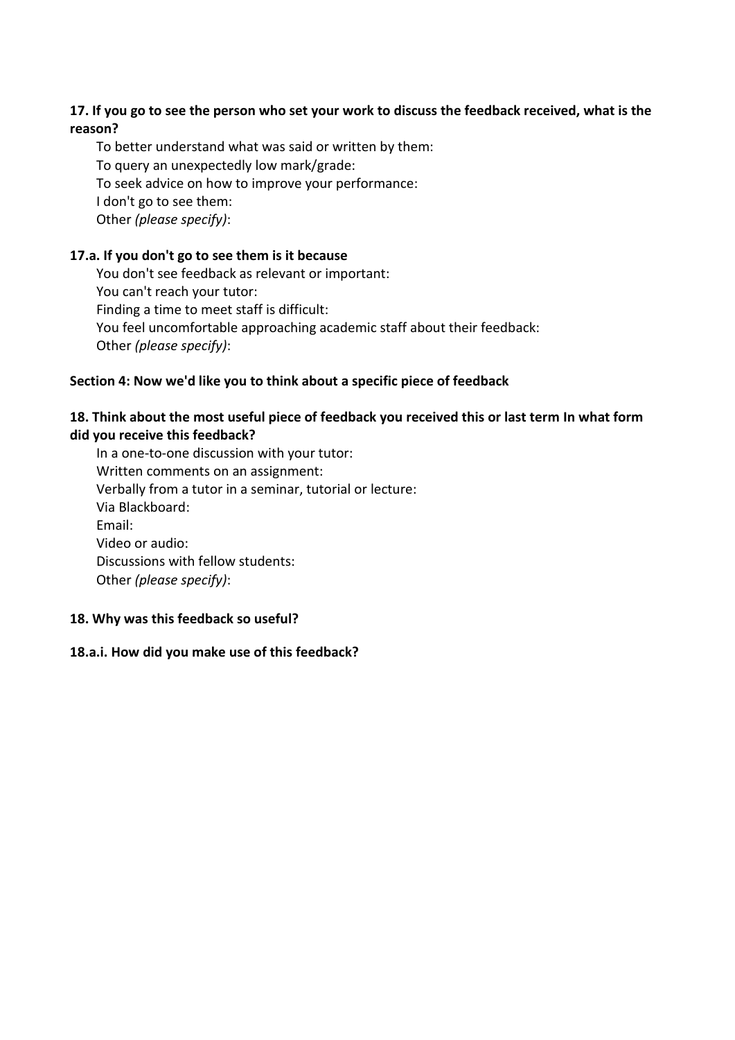**17. If you go to see the person who set your work to discuss the feedback received, what is the reason?**

To better understand what was said or written by them:
To query an unexpectedly low mark/grade:
To seek advice on how to improve your performance:
I don't go to see them:
Other *(please specify)*:

**17.a. If you don't go to see them is it because**

You don't see feedback as relevant or important:
You can't reach your tutor:
Finding a time to meet staff is difficult:
You feel uncomfortable approaching academic staff about their feedback:
Other *(please specify)*:

**Section 4: Now we'd like you to think about a specific piece of feedback**

**18. Think about the most useful piece of feedback you received this or last term In what form did you receive this feedback?**

In a one-to-one discussion with your tutor:
Written comments on an assignment:
Verbally from a tutor in a seminar, tutorial or lecture:
Via Blackboard:
Email:
Video or audio:
Discussions with fellow students:
Other *(please specify)*:

**18. Why was this feedback so useful?**

**18.a.i. How did you make use of this feedback?**